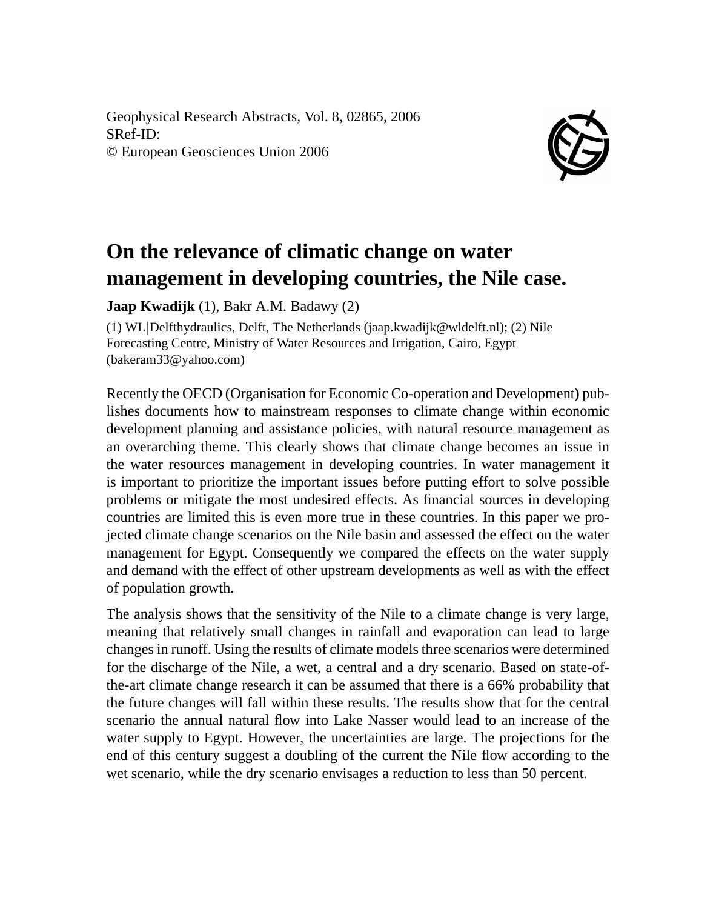Geophysical Research Abstracts, Vol. 8, 02865, 2006
SRef-ID:
© European Geosciences Union 2006

# On the relevance of climatic change on water management in developing countries, the Nile case.

**Jaap Kwadijk** (1), Bakr A.M. Badawy (2)

(1) WL|Delfthydraulics, Delft, The Netherlands (jaap.kwadijk@wldelft.nl); (2) Nile Forecasting Centre, Ministry of Water Resources and Irrigation, Cairo, Egypt (bakeram33@yahoo.com)

Recently the OECD (Organisation for Economic Co-operation and Development**)** publishes documents how to mainstream responses to climate change within economic development planning and assistance policies, with natural resource management as an overarching theme. This clearly shows that climate change becomes an issue in the water resources management in developing countries. In water management it is important to prioritize the important issues before putting effort to solve possible problems or mitigate the most undesired effects. As financial sources in developing countries are limited this is even more true in these countries. In this paper we projected climate change scenarios on the Nile basin and assessed the effect on the water management for Egypt. Consequently we compared the effects on the water supply and demand with the effect of other upstream developments as well as with the effect of population growth.

The analysis shows that the sensitivity of the Nile to a climate change is very large, meaning that relatively small changes in rainfall and evaporation can lead to large changes in runoff. Using the results of climate models three scenarios were determined for the discharge of the Nile, a wet, a central and a dry scenario. Based on state-of-the-art climate change research it can be assumed that there is a 66% probability that the future changes will fall within these results. The results show that for the central scenario the annual natural flow into Lake Nasser would lead to an increase of the water supply to Egypt. However, the uncertainties are large. The projections for the end of this century suggest a doubling of the current the Nile flow according to the wet scenario, while the dry scenario envisages a reduction to less than 50 percent.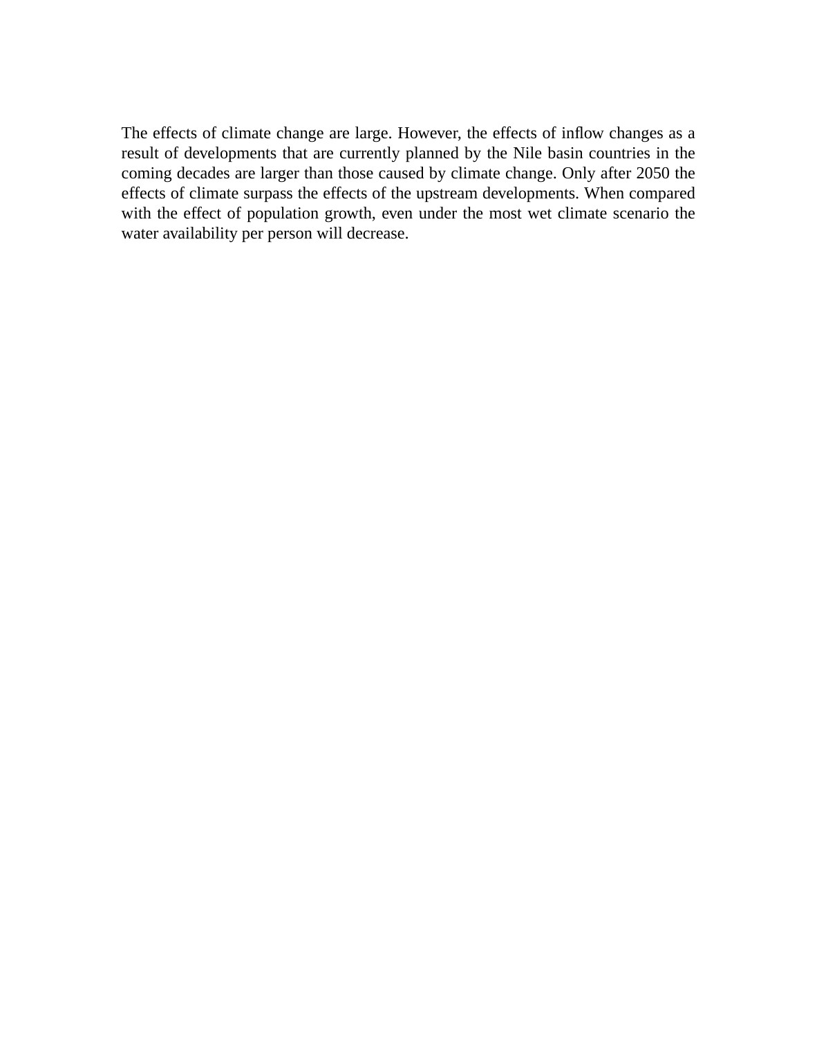The effects of climate change are large. However, the effects of inflow changes as a result of developments that are currently planned by the Nile basin countries in the coming decades are larger than those caused by climate change. Only after 2050 the effects of climate surpass the effects of the upstream developments. When compared with the effect of population growth, even under the most wet climate scenario the water availability per person will decrease.